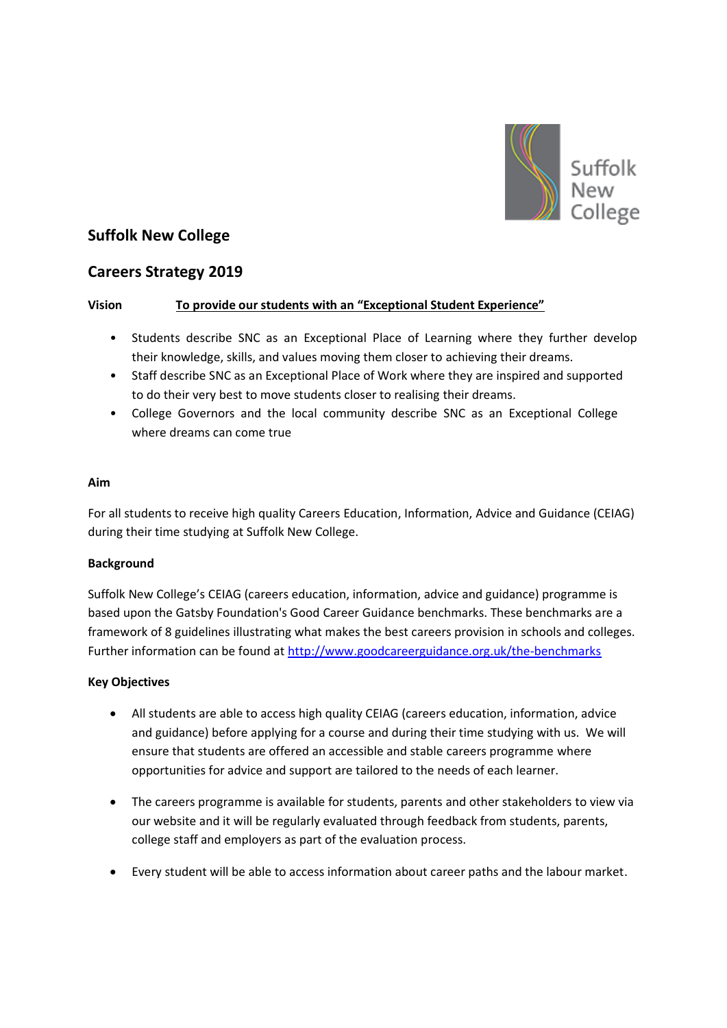# Suffolk New College

## Careers Strategy 2019

**Vision** **<u>To provide our students with an "Exceptional Student Experience"</u>**

- Students describe SNC as an Exceptional Place of Learning where they further develop their knowledge, skills, and values moving them closer to achieving their dreams.
- Staff describe SNC as an Exceptional Place of Work where they are inspired and supported to do their very best to move students closer to realising their dreams.
- College Governors and the local community describe SNC as an Exceptional College where dreams can come true

**Aim**

For all students to receive high quality Careers Education, Information, Advice and Guidance (CEIAG) during their time studying at Suffolk New College.

**Background**

Suffolk New College's CEIAG (careers education, information, advice and guidance) programme is based upon the Gatsby Foundation's Good Career Guidance benchmarks. These benchmarks are a framework of 8 guidelines illustrating what makes the best careers provision in schools and colleges. Further information can be found at [http://www.goodcareerguidance.org.uk/the-benchmarks](http://www.goodcareerguidance.org.uk/the-benchmarks)

**Key Objectives**

- All students are able to access high quality CEIAG (careers education, information, advice and guidance) before applying for a course and during their time studying with us. We will ensure that students are offered an accessible and stable careers programme where opportunities for advice and support are tailored to the needs of each learner.

- The careers programme is available for students, parents and other stakeholders to view via our website and it will be regularly evaluated through feedback from students, parents, college staff and employers as part of the evaluation process.

- Every student will be able to access information about career paths and the labour market.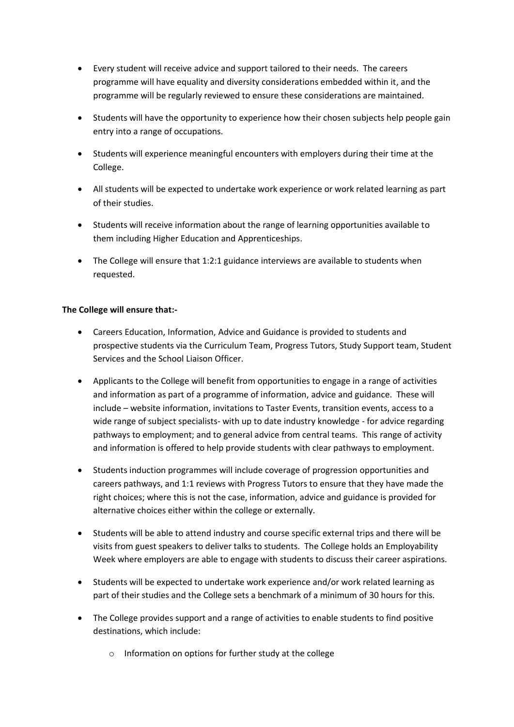- Every student will receive advice and support tailored to their needs. The careers programme will have equality and diversity considerations embedded within it, and the programme will be regularly reviewed to ensure these considerations are maintained.
- Students will have the opportunity to experience how their chosen subjects help people gain entry into a range of occupations.
- Students will experience meaningful encounters with employers during their time at the College.
- All students will be expected to undertake work experience or work related learning as part of their studies.
- Students will receive information about the range of learning opportunities available to them including Higher Education and Apprenticeships.
- The College will ensure that 1:2:1 guidance interviews are available to students when requested.

**The College will ensure that:-**

- Careers Education, Information, Advice and Guidance is provided to students and prospective students via the Curriculum Team, Progress Tutors, Study Support team, Student Services and the School Liaison Officer.
- Applicants to the College will benefit from opportunities to engage in a range of activities and information as part of a programme of information, advice and guidance. These will include – website information, invitations to Taster Events, transition events, access to a wide range of subject specialists- with up to date industry knowledge - for advice regarding pathways to employment; and to general advice from central teams. This range of activity and information is offered to help provide students with clear pathways to employment.
- Students induction programmes will include coverage of progression opportunities and careers pathways, and 1:1 reviews with Progress Tutors to ensure that they have made the right choices; where this is not the case, information, advice and guidance is provided for alternative choices either within the college or externally.
- Students will be able to attend industry and course specific external trips and there will be visits from guest speakers to deliver talks to students. The College holds an Employability Week where employers are able to engage with students to discuss their career aspirations.
- Students will be expected to undertake work experience and/or work related learning as part of their studies and the College sets a benchmark of a minimum of 30 hours for this.
- The College provides support and a range of activities to enable students to find positive destinations, which include:
  - Information on options for further study at the college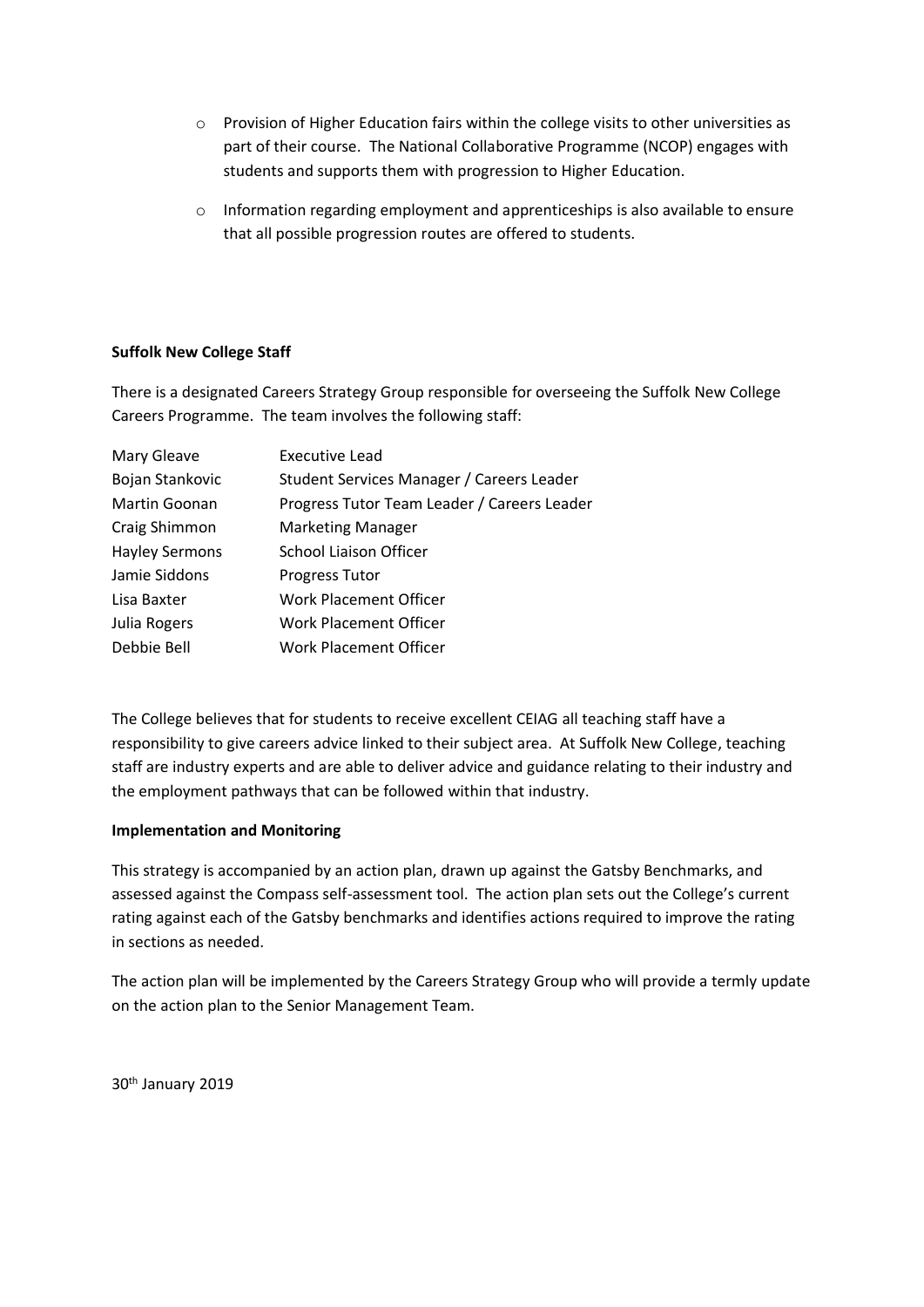- Provision of Higher Education fairs within the college visits to other universities as part of their course. The National Collaborative Programme (NCOP) engages with students and supports them with progression to Higher Education.
- Information regarding employment and apprenticeships is also available to ensure that all possible progression routes are offered to students.

**Suffolk New College Staff**

There is a designated Careers Strategy Group responsible for overseeing the Suffolk New College Careers Programme. The team involves the following staff:

| | |
|---|---|
| Mary Gleave | Executive Lead |
| Bojan Stankovic | Student Services Manager / Careers Leader |
| Martin Goonan | Progress Tutor Team Leader / Careers Leader |
| Craig Shimmon | Marketing Manager |
| Hayley Sermons | School Liaison Officer |
| Jamie Siddons | Progress Tutor |
| Lisa Baxter | Work Placement Officer |
| Julia Rogers | Work Placement Officer |
| Debbie Bell | Work Placement Officer |

The College believes that for students to receive excellent CEIAG all teaching staff have a responsibility to give careers advice linked to their subject area. At Suffolk New College, teaching staff are industry experts and are able to deliver advice and guidance relating to their industry and the employment pathways that can be followed within that industry.

**Implementation and Monitoring**

This strategy is accompanied by an action plan, drawn up against the Gatsby Benchmarks, and assessed against the Compass self-assessment tool. The action plan sets out the College's current rating against each of the Gatsby benchmarks and identifies actions required to improve the rating in sections as needed.

The action plan will be implemented by the Careers Strategy Group who will provide a termly update on the action plan to the Senior Management Team.

30th January 2019